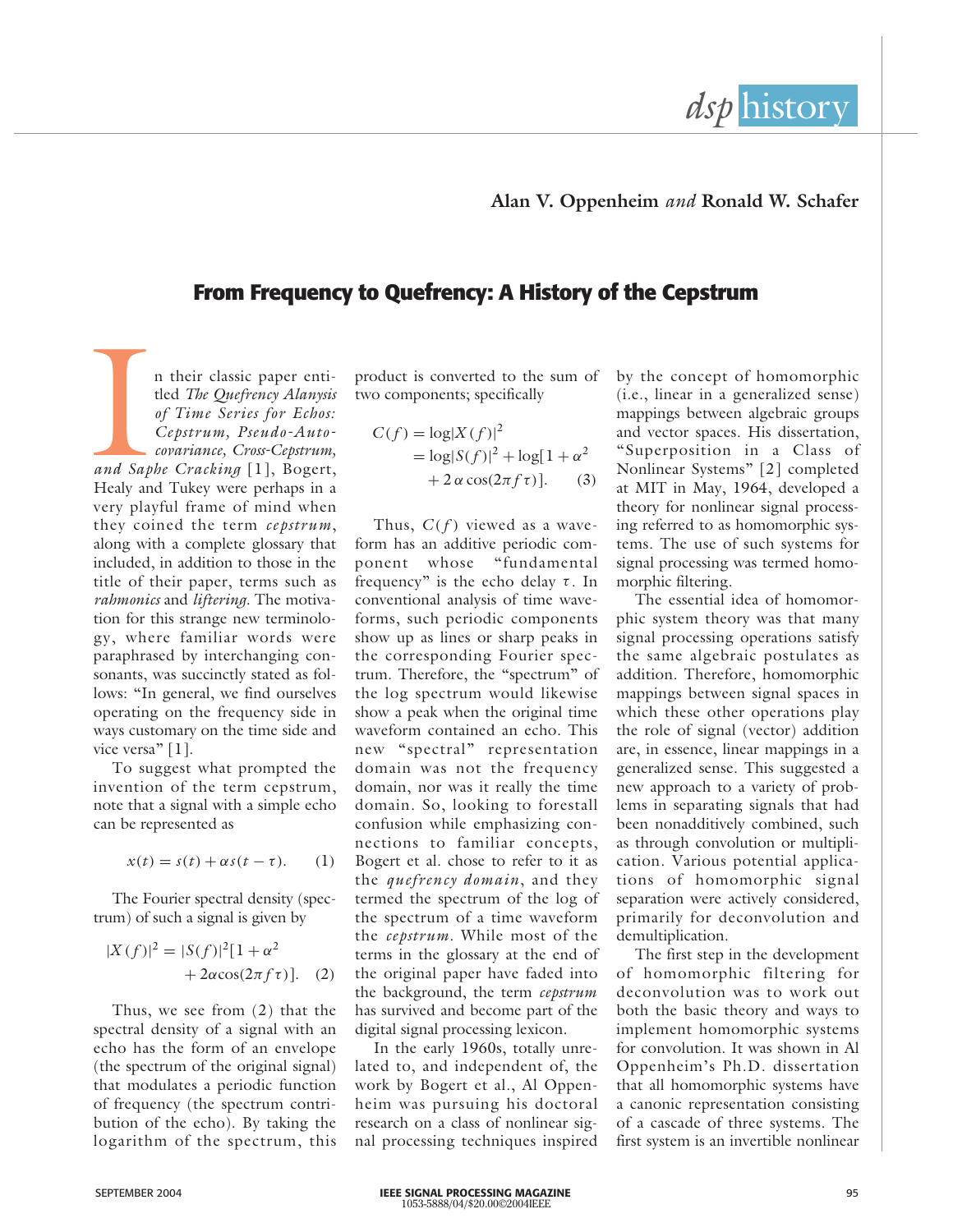Alan V. Oppenheim *and* Ronald W. Schafer

# From Frequency to Quefrency: A History of the Cepstrum

In their classic paper entitled *The Quefrency Alanysis of Time Series for Echos: Cepstrum, Pseudo-Autocovariance, Cross-Cepstrum, and Saphe Cracking* [1], Bogert, Healy and Tukey were perhaps in a very playful frame of mind when they coined the term *cepstrum*, along with a complete glossary that included, in addition to those in the title of their paper, terms such as *rahmonics* and *liftering*. The motivation for this strange new terminology, where familiar words were paraphrased by interchanging consonants, was succinctly stated as follows: "In general, we find ourselves operating on the frequency side in ways customary on the time side and vice versa" [1].

To suggest what prompted the invention of the term cepstrum, note that a signal with a simple echo can be represented as

$$x(t) = s(t) + \alpha s(t - \tau). \qquad (1)$$

The Fourier spectral density (spectrum) of such a signal is given by

$$|X(f)|^2 = |S(f)|^2[1 + \alpha^2 + 2\alpha \cos(2\pi f \tau)]. \qquad (2)$$

Thus, we see from (2) that the spectral density of a signal with an echo has the form of an envelope (the spectrum of the original signal) that modulates a periodic function of frequency (the spectrum contribution of the echo). By taking the logarithm of the spectrum, this product is converted to the sum of two components; specifically

$$\begin{aligned} C(f) &= \log|X(f)|^2 \\ &= \log|S(f)|^2 + \log[1 + \alpha^2 + 2\alpha \cos(2\pi f \tau)]. \end{aligned} \qquad (3)$$

Thus, $C(f)$ viewed as a waveform has an additive periodic component whose "fundamental frequency" is the echo delay $\tau$. In conventional analysis of time waveforms, such periodic components show up as lines or sharp peaks in the corresponding Fourier spectrum. Therefore, the "spectrum" of the log spectrum would likewise show a peak when the original time waveform contained an echo. This new "spectral" representation domain was not the frequency domain, nor was it really the time domain. So, looking to forestall confusion while emphasizing connections to familiar concepts, Bogert et al. chose to refer to it as the *quefrency domain*, and they termed the spectrum of the log of the spectrum of a time waveform the *cepstrum*. While most of the terms in the glossary at the end of the original paper have faded into the background, the term *cepstrum* has survived and become part of the digital signal processing lexicon.

In the early 1960s, totally unrelated to, and independent of, the work by Bogert et al., Al Oppenheim was pursuing his doctoral research on a class of nonlinear signal processing techniques inspired by the concept of homomorphic (i.e., linear in a generalized sense) mappings between algebraic groups and vector spaces. His dissertation, "Superposition in a Class of Nonlinear Systems" [2] completed at MIT in May, 1964, developed a theory for nonlinear signal processing referred to as homomorphic systems. The use of such systems for signal processing was termed homomorphic filtering.

The essential idea of homomorphic system theory was that many signal processing operations satisfy the same algebraic postulates as addition. Therefore, homomorphic mappings between signal spaces in which these other operations play the role of signal (vector) addition are, in essence, linear mappings in a generalized sense. This suggested a new approach to a variety of problems in separating signals that had been nonadditively combined, such as through convolution or multiplication. Various potential applications of homomorphic signal separation were actively considered, primarily for deconvolution and demultiplication.

The first step in the development of homomorphic filtering for deconvolution was to work out both the basic theory and ways to implement homomorphic systems for convolution. It was shown in Al Oppenheim's Ph.D. dissertation that all homomorphic systems have a canonic representation consisting of a cascade of three systems. The first system is an invertible nonlinear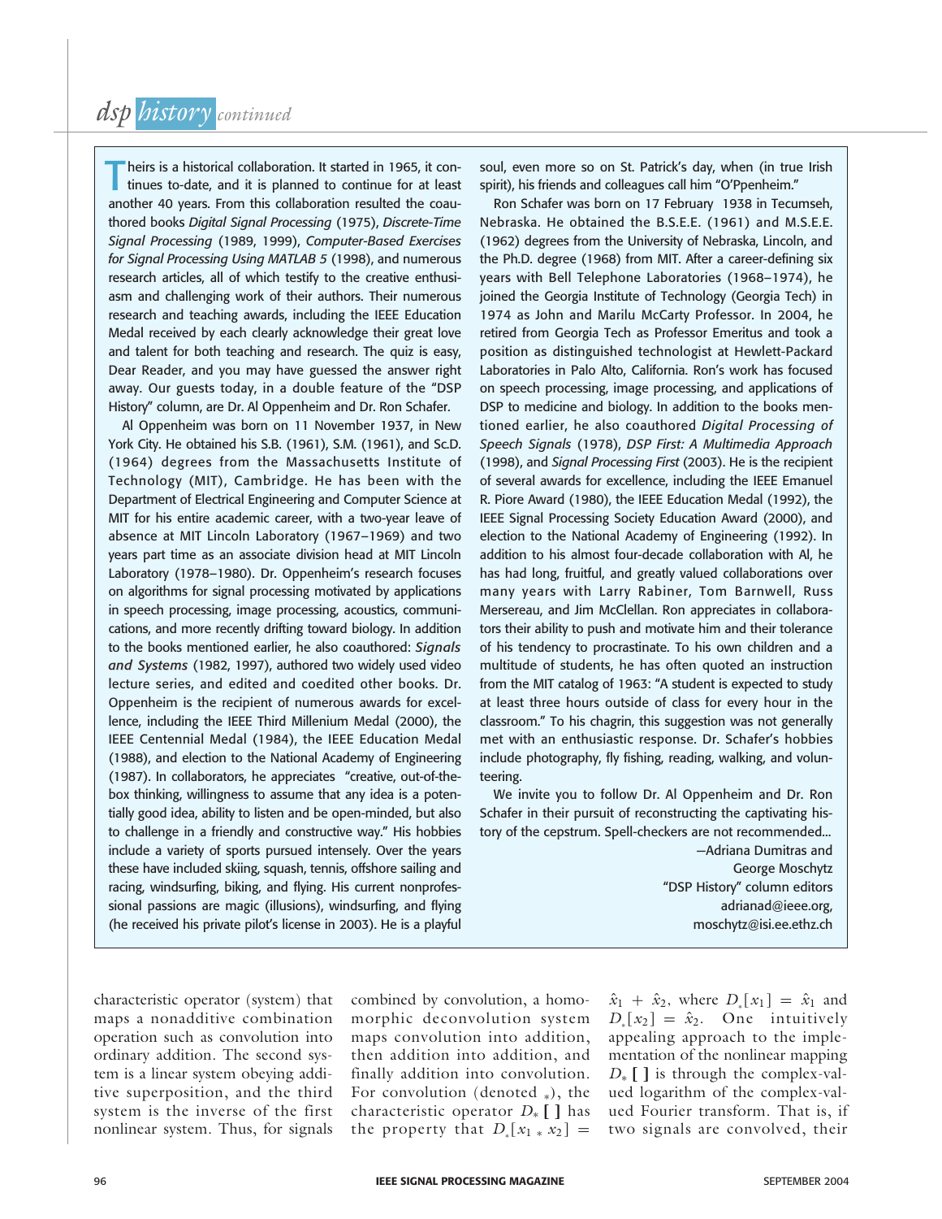Theirs is a historical collaboration. It started in 1965, it continues to-date, and it is planned to continue for at least another 40 years. From this collaboration resulted the coauthored books *Digital Signal Processing* (1975), *Discrete-Time Signal Processing* (1989, 1999), *Computer-Based Exercises for Signal Processing Using MATLAB 5* (1998), and numerous research articles, all of which testify to the creative enthusiasm and challenging work of their authors. Their numerous research and teaching awards, including the IEEE Education Medal received by each clearly acknowledge their great love and talent for both teaching and research. The quiz is easy, Dear Reader, and you may have guessed the answer right away. Our guests today, in a double feature of the "DSP History" column, are Dr. Al Oppenheim and Dr. Ron Schafer.

Al Oppenheim was born on 11 November 1937, in New York City. He obtained his S.B. (1961), S.M. (1961), and Sc.D. (1964) degrees from the Massachusetts Institute of Technology (MIT), Cambridge. He has been with the Department of Electrical Engineering and Computer Science at MIT for his entire academic career, with a two-year leave of absence at MIT Lincoln Laboratory (1967–1969) and two years part time as an associate division head at MIT Lincoln Laboratory (1978–1980). Dr. Oppenheim's research focuses on algorithms for signal processing motivated by applications in speech processing, image processing, acoustics, communications, and more recently drifting toward biology. In addition to the books mentioned earlier, he also coauthored: *Signals and Systems* (1982, 1997), authored two widely used video lecture series, and edited and coedited other books. Dr. Oppenheim is the recipient of numerous awards for excellence, including the IEEE Third Millenium Medal (2000), the IEEE Centennial Medal (1984), the IEEE Education Medal (1988), and election to the National Academy of Engineering (1987). In collaborators, he appreciates "creative, out-of-the-box thinking, willingness to assume that any idea is a potentially good idea, ability to listen and be open-minded, but also to challenge in a friendly and constructive way." His hobbies include a variety of sports pursued intensely. Over the years these have included skiing, squash, tennis, offshore sailing and racing, windsurfing, biking, and flying. His current nonprofessional passions are magic (illusions), windsurfing, and flying (he received his private pilot's license in 2003). He is a playful soul, even more so on St. Patrick's day, when (in true Irish spirit), his friends and colleagues call him "O'Ppenheim."

Ron Schafer was born on 17 February 1938 in Tecumseh, Nebraska. He obtained the B.S.E.E. (1961) and M.S.E.E. (1962) degrees from the University of Nebraska, Lincoln, and the Ph.D. degree (1968) from MIT. After a career-defining six years with Bell Telephone Laboratories (1968–1974), he joined the Georgia Institute of Technology (Georgia Tech) in 1974 as John and Marilu McCarty Professor. In 2004, he retired from Georgia Tech as Professor Emeritus and took a position as distinguished technologist at Hewlett-Packard Laboratories in Palo Alto, California. Ron's work has focused on speech processing, image processing, and applications of DSP to medicine and biology. In addition to the books mentioned earlier, he also coauthored *Digital Processing of Speech Signals* (1978), *DSP First: A Multimedia Approach* (1998), and *Signal Processing First* (2003). He is the recipient of several awards for excellence, including the IEEE Emanuel R. Piore Award (1980), the IEEE Education Medal (1992), the IEEE Signal Processing Society Education Award (2000), and election to the National Academy of Engineering (1992). In addition to his almost four-decade collaboration with Al, he has had long, fruitful, and greatly valued collaborations over many years with Larry Rabiner, Tom Barnwell, Russ Mersereau, and Jim McClellan. Ron appreciates in collaborators their ability to push and motivate him and their tolerance of his tendency to procrastinate. To his own children and a multitude of students, he has often quoted an instruction from the MIT catalog of 1963: "A student is expected to study at least three hours outside of class for every hour in the classroom." To his chagrin, this suggestion was not generally met with an enthusiastic response. Dr. Schafer's hobbies include photography, fly fishing, reading, walking, and volunteering.

We invite you to follow Dr. Al Oppenheim and Dr. Ron Schafer in their pursuit of reconstructing the captivating history of the cepstrum. Spell-checkers are not recommended...

—Adriana Dumitras and
George Moschytz
"DSP History" column editors
adrianad@ieee.org,
moschytz@isi.ee.ethz.ch

characteristic operator (system) that maps a nonadditive combination operation such as convolution into ordinary addition. The second system is a linear system obeying additive superposition, and the third system is the inverse of the first nonlinear system. Thus, for signals combined by convolution, a homomorphic deconvolution system maps convolution into addition, then addition into addition, and finally addition into convolution. For convolution (denoted $_*$), the characteristic operator $D_*[\,]$ has the property that $D_*[x_1 * x_2] = \hat{x}_1 + \hat{x}_2$, where $D_*[x_1] = \hat{x}_1$ and $D_*[x_2] = \hat{x}_2$. One intuitively appealing approach to the implementation of the nonlinear mapping $D_*[\,]$ is through the complex-valued logarithm of the complex-valued Fourier transform. That is, if two signals are convolved, their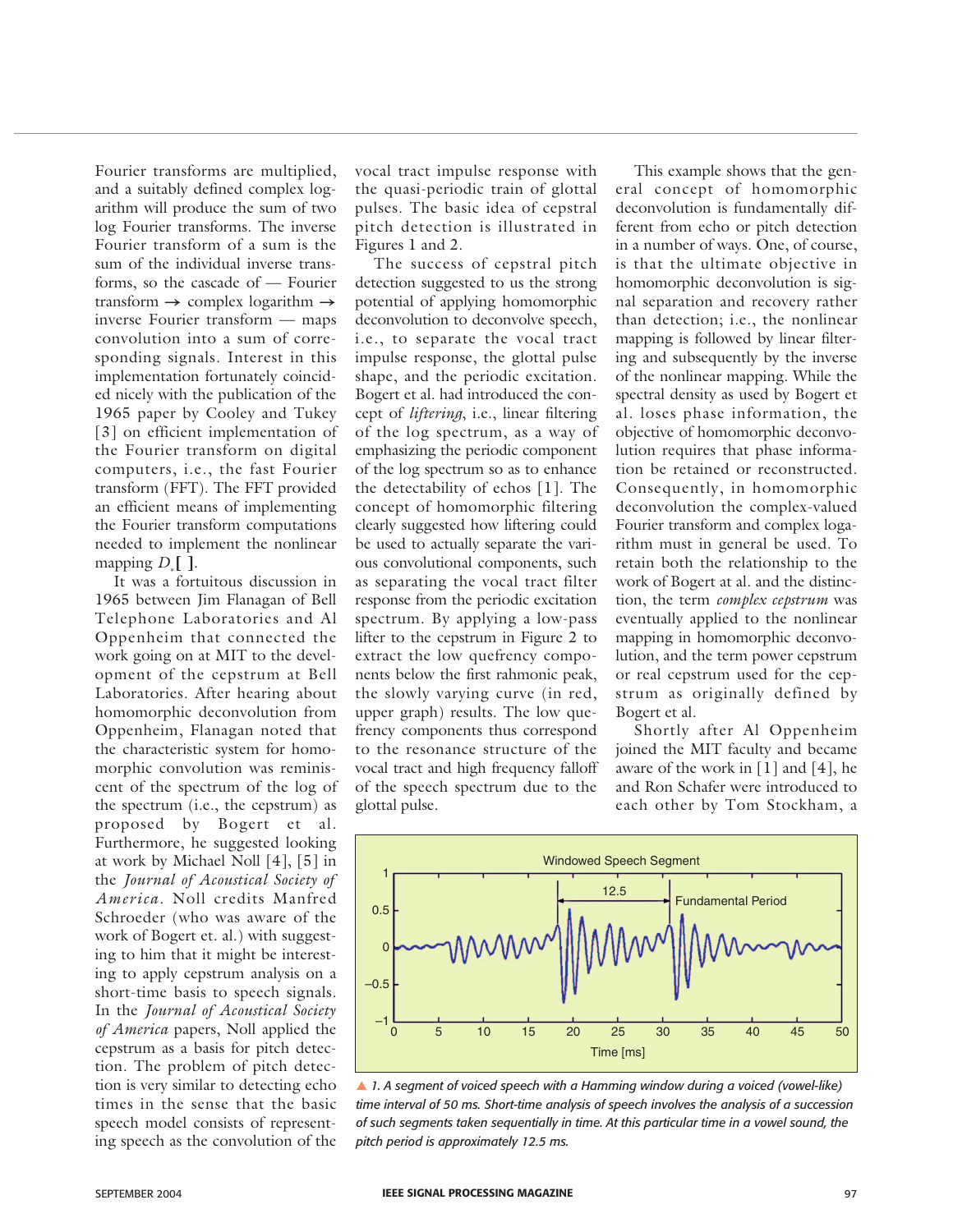Fourier transforms are multiplied, and a suitably defined complex logarithm will produce the sum of two log Fourier transforms. The inverse Fourier transform of a sum is the sum of the individual inverse transforms, so the cascade of — Fourier transform → complex logarithm → inverse Fourier transform — maps convolution into a sum of corresponding signals. Interest in this implementation fortunately coincided nicely with the publication of the 1965 paper by Cooley and Tukey [3] on efficient implementation of the Fourier transform on digital computers, i.e., the fast Fourier transform (FFT). The FFT provided an efficient means of implementing the Fourier transform computations needed to implement the nonlinear mapping $D_*[\;]$.

It was a fortuitous discussion in 1965 between Jim Flanagan of Bell Telephone Laboratories and Al Oppenheim that connected the work going on at MIT to the development of the cepstrum at Bell Laboratories. After hearing about homomorphic deconvolution from Oppenheim, Flanagan noted that the characteristic system for homomorphic convolution was reminiscent of the spectrum of the log of the spectrum (i.e., the cepstrum) as proposed by Bogert et al. Furthermore, he suggested looking at work by Michael Noll [4], [5] in the *Journal of Acoustical Society of America*. Noll credits Manfred Schroeder (who was aware of the work of Bogert et. al.) with suggesting to him that it might be interesting to apply cepstrum analysis on a short-time basis to speech signals. In the *Journal of Acoustical Society of America* papers, Noll applied the cepstrum as a basis for pitch detection. The problem of pitch detection is very similar to detecting echo times in the sense that the basic speech model consists of representing speech as the convolution of the vocal tract impulse response with the quasi-periodic train of glottal pulses. The basic idea of cepstral pitch detection is illustrated in Figures 1 and 2.

The success of cepstral pitch detection suggested to us the strong potential of applying homomorphic deconvolution to deconvolve speech, i.e., to separate the vocal tract impulse response, the glottal pulse shape, and the periodic excitation. Bogert et al. had introduced the concept of *liftering*, i.e., linear filtering of the log spectrum, as a way of emphasizing the periodic component of the log spectrum so as to enhance the detectability of echos [1]. The concept of homomorphic filtering clearly suggested how liftering could be used to actually separate the various convolutional components, such as separating the vocal tract filter response from the periodic excitation spectrum. By applying a low-pass lifter to the cepstrum in Figure 2 to extract the low quefrency components below the first rahmonic peak, the slowly varying curve (in red, upper graph) results. The low quefrency components thus correspond to the resonance structure of the vocal tract and high frequency falloff of the speech spectrum due to the glottal pulse.

This example shows that the general concept of homomorphic deconvolution is fundamentally different from echo or pitch detection in a number of ways. One, of course, is that the ultimate objective in homomorphic deconvolution is signal separation and recovery rather than detection; i.e., the nonlinear mapping is followed by linear filtering and subsequently by the inverse of the nonlinear mapping. While the spectral density as used by Bogert et al. loses phase information, the objective of homomorphic deconvolution requires that phase information be retained or reconstructed. Consequently, in homomorphic deconvolution the complex-valued Fourier transform and complex logarithm must in general be used. To retain both the relationship to the work of Bogert at al. and the distinction, the term *complex cepstrum* was eventually applied to the nonlinear mapping in homomorphic deconvolution, and the term power cepstrum or real cepstrum used for the cepstrum as originally defined by Bogert et al.

Shortly after Al Oppenheim joined the MIT faculty and became aware of the work in [1] and [4], he and Ron Schafer were introduced to each other by Tom Stockham, a

Windowed Speech Segment
12.5
Fundamental Period
1
0.5
0
−0.5
−1
0 5 10 15 20 25 30 35 40 45 50
Time [ms]

▲ 1. A segment of voiced speech with a Hamming window during a voiced (vowel-like) time interval of 50 ms. Short-time analysis of speech involves the analysis of a succession of such segments taken sequentially in time. At this particular time in a vowel sound, the pitch period is approximately 12.5 ms.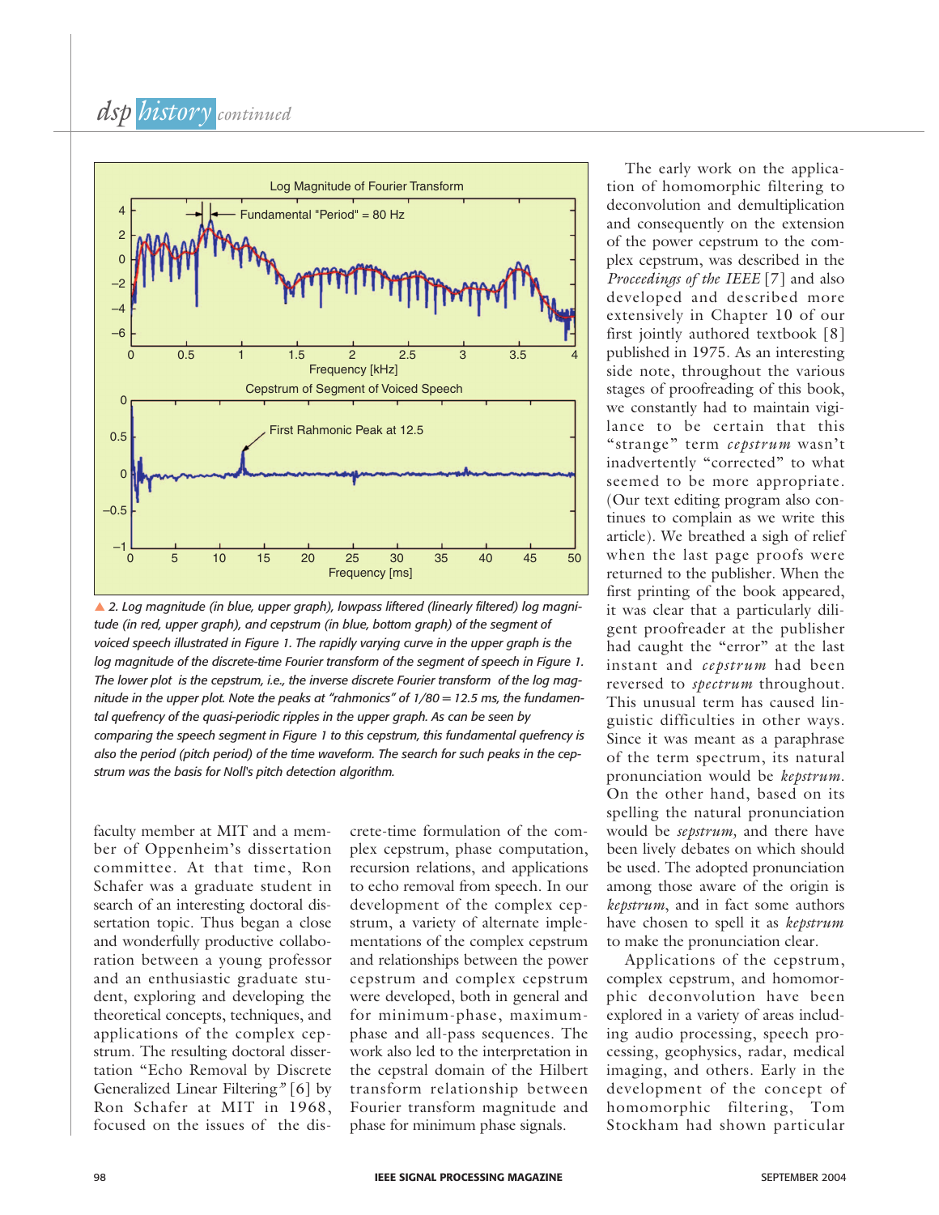Log Magnitude of Fourier Transform

Fundamental "Period" = 80 Hz

4
2
0
−2
−4
−6

0 0.5 1 1.5 2 2.5 3 3.5 4

Frequency [kHz]

Cepstrum of Segment of Voiced Speech

First Rahmonic Peak at 12.5

0
0.5
0
−0.5
−1

0 5 10 15 20 25 30 35 40 45 50

Frequency [ms]

▲ 2. Log magnitude (in blue, upper graph), lowpass liftered (linearly filtered) log magnitude (in red, upper graph), and cepstrum (in blue, bottom graph) of the segment of voiced speech illustrated in Figure 1. The rapidly varying curve in the upper graph is the log magnitude of the discrete-time Fourier transform of the segment of speech in Figure 1. The lower plot is the cepstrum, i.e., the inverse discrete Fourier transform of the log magnitude in the upper plot. Note the peaks at "rahmonics" of 1/80 = 12.5 ms, the fundamental quefrency of the quasi-periodic ripples in the upper graph. As can be seen by comparing the speech segment in Figure 1 to this cepstrum, this fundamental quefrency is also the period (pitch period) of the time waveform. The search for such peaks in the cepstrum was the basis for Noll's pitch detection algorithm.

faculty member at MIT and a member of Oppenheim's dissertation committee. At that time, Ron Schafer was a graduate student in search of an interesting doctoral dissertation topic. Thus began a close and wonderfully productive collaboration between a young professor and an enthusiastic graduate student, exploring and developing the theoretical concepts, techniques, and applications of the complex cepstrum. The resulting doctoral dissertation "Echo Removal by Discrete Generalized Linear Filtering" [6] by Ron Schafer at MIT in 1968, focused on the issues of the discrete-time formulation of the complex cepstrum, phase computation, recursion relations, and applications to echo removal from speech. In our development of the complex cepstrum, a variety of alternate implementations of the complex cepstrum and relationships between the power cepstrum and complex cepstrum were developed, both in general and for minimum-phase, maximum-phase and all-pass sequences. The work also led to the interpretation in the cepstral domain of the Hilbert transform relationship between Fourier transform magnitude and phase for minimum phase signals.

The early work on the application of homomorphic filtering to deconvolution and demultiplication and consequently on the extension of the power cepstrum to the complex cepstrum, was described in the *Proceedings of the IEEE* [7] and also developed and described more extensively in Chapter 10 of our first jointly authored textbook [8] published in 1975. As an interesting side note, throughout the various stages of proofreading of this book, we constantly had to maintain vigilance to be certain that this "strange" term *cepstrum* wasn't inadvertently "corrected" to what seemed to be more appropriate. (Our text editing program also continues to complain as we write this article). We breathed a sigh of relief when the last page proofs were returned to the publisher. When the first printing of the book appeared, it was clear that a particularly diligent proofreader at the publisher had caught the "error" at the last instant and *cepstrum* had been reversed to *spectrum* throughout. This unusual term has caused linguistic difficulties in other ways. Since it was meant as a paraphrase of the term spectrum, its natural pronunciation would be *kepstrum*. On the other hand, based on its spelling the natural pronunciation would be *sepstrum*, and there have been lively debates on which should be used. The adopted pronunciation among those aware of the origin is *kepstrum*, and in fact some authors have chosen to spell it as *kepstrum* to make the pronunciation clear.

Applications of the cepstrum, complex cepstrum, and homomorphic deconvolution have been explored in a variety of areas including audio processing, speech processing, geophysics, radar, medical imaging, and others. Early in the development of the concept of homomorphic filtering, Tom Stockham had shown particular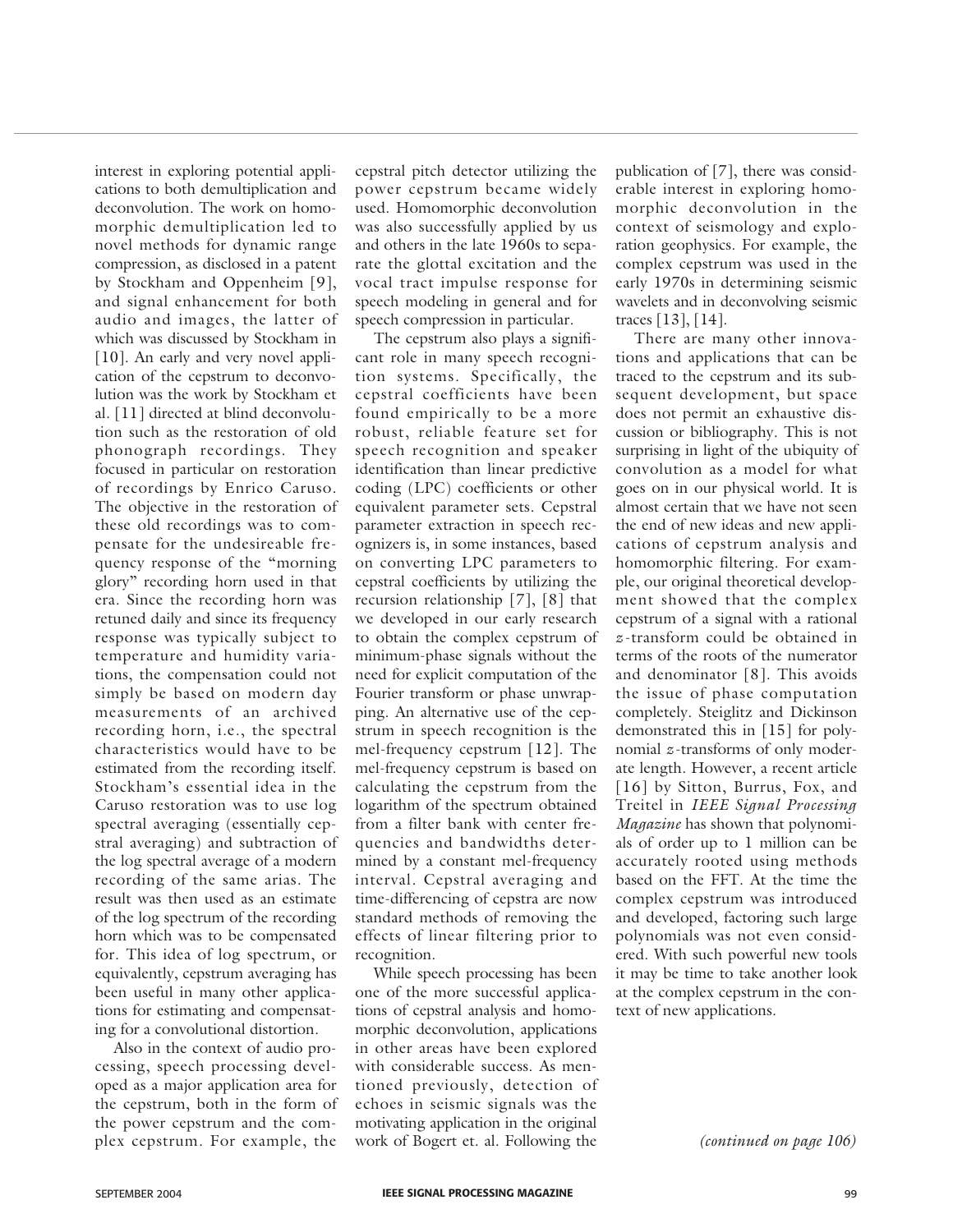interest in exploring potential applications to both demultiplication and deconvolution. The work on homomorphic demultiplication led to novel methods for dynamic range compression, as disclosed in a patent by Stockham and Oppenheim [9], and signal enhancement for both audio and images, the latter of which was discussed by Stockham in [10]. An early and very novel application of the cepstrum to deconvolution was the work by Stockham et al. [11] directed at blind deconvolution such as the restoration of old phonograph recordings. They focused in particular on restoration of recordings by Enrico Caruso. The objective in the restoration of these old recordings was to compensate for the undesireable frequency response of the "morning glory" recording horn used in that era. Since the recording horn was retuned daily and since its frequency response was typically subject to temperature and humidity variations, the compensation could not simply be based on modern day measurements of an archived recording horn, i.e., the spectral characteristics would have to be estimated from the recording itself. Stockham's essential idea in the Caruso restoration was to use log spectral averaging (essentially cepstral averaging) and subtraction of the log spectral average of a modern recording of the same arias. The result was then used as an estimate of the log spectrum of the recording horn which was to be compensated for. This idea of log spectrum, or equivalently, cepstrum averaging has been useful in many other applications for estimating and compensating for a convolutional distortion.

Also in the context of audio processing, speech processing developed as a major application area for the cepstrum, both in the form of the power cepstrum and the complex cepstrum. For example, the cepstral pitch detector utilizing the power cepstrum became widely used. Homomorphic deconvolution was also successfully applied by us and others in the late 1960s to separate the glottal excitation and the vocal tract impulse response for speech modeling in general and for speech compression in particular.

The cepstrum also plays a significant role in many speech recognition systems. Specifically, the cepstral coefficients have been found empirically to be a more robust, reliable feature set for speech recognition and speaker identification than linear predictive coding (LPC) coefficients or other equivalent parameter sets. Cepstral parameter extraction in speech recognizers is, in some instances, based on converting LPC parameters to cepstral coefficients by utilizing the recursion relationship [7], [8] that we developed in our early research to obtain the complex cepstrum of minimum-phase signals without the need for explicit computation of the Fourier transform or phase unwrapping. An alternative use of the cepstrum in speech recognition is the mel-frequency cepstrum [12]. The mel-frequency cepstrum is based on calculating the cepstrum from the logarithm of the spectrum obtained from a filter bank with center frequencies and bandwidths determined by a constant mel-frequency interval. Cepstral averaging and time-differencing of cepstra are now standard methods of removing the effects of linear filtering prior to recognition.

While speech processing has been one of the more successful applications of cepstral analysis and homomorphic deconvolution, applications in other areas have been explored with considerable success. As mentioned previously, detection of echoes in seismic signals was the motivating application in the original work of Bogert et. al. Following the publication of [7], there was considerable interest in exploring homomorphic deconvolution in the context of seismology and exploration geophysics. For example, the complex cepstrum was used in the early 1970s in determining seismic wavelets and in deconvolving seismic traces [13], [14].

There are many other innovations and applications that can be traced to the cepstrum and its subsequent development, but space does not permit an exhaustive discussion or bibliography. This is not surprising in light of the ubiquity of convolution as a model for what goes on in our physical world. It is almost certain that we have not seen the end of new ideas and new applications of cepstrum analysis and homomorphic filtering. For example, our original theoretical development showed that the complex cepstrum of a signal with a rational $z$-transform could be obtained in terms of the roots of the numerator and denominator [8]. This avoids the issue of phase computation completely. Steiglitz and Dickinson demonstrated this in [15] for polynomial $z$-transforms of only moderate length. However, a recent article [16] by Sitton, Burrus, Fox, and Treitel in *IEEE Signal Processing Magazine* has shown that polynomials of order up to 1 million can be accurately rooted using methods based on the FFT. At the time the complex cepstrum was introduced and developed, factoring such large polynomials was not even considered. With such powerful new tools it may be time to take another look at the complex cepstrum in the context of new applications.

*(continued on page 106)*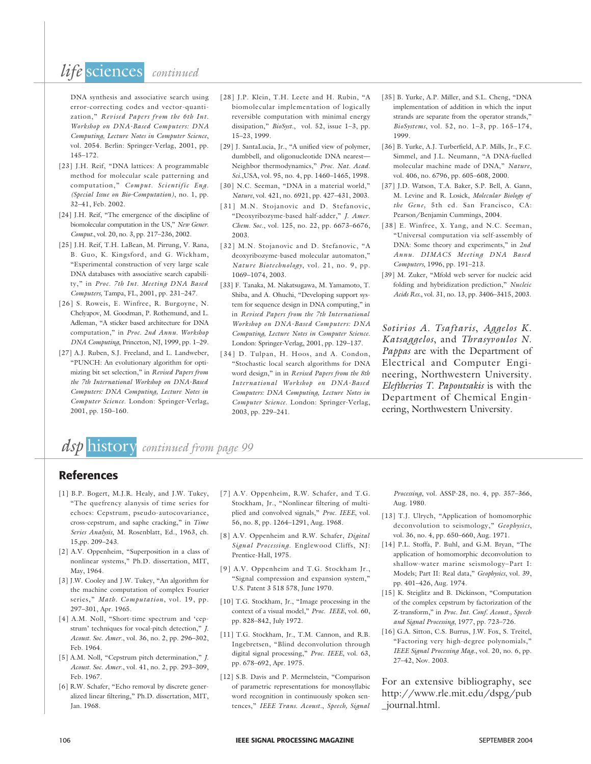## *life* sciences *continued*

DNA synthesis and associative search using error-correcting codes and vector-quantization," *Revised Papers from the 6th Int. Workshop on DNA-Based Computers: DNA Computing, Lecture Notes in Computer Science*, vol. 2054. Berlin: Springer-Verlag, 2001, pp. 145–172.

[23] J.H. Reif, "DNA lattices: A programmable method for molecular scale patterning and computation," *Comput. Scientific Eng. (Special Issue on Bio-Computation)*, no. 1, pp. 32–41, Feb. 2002.

[24] J.H. Reif, "The emergence of the discipline of biomolecular computation in the US," *New Gener. Comput.*, vol. 20, no. 3, pp. 217–236, 2002.

[25] J.H. Reif, T.H. LaBean, M. Pirrung, V. Rana, B. Guo, K. Kingsford, and G. Wickham, "Experimental construction of very large scale DNA databases with associative search capability," in *Proc. 7th Int. Meeting DNA Based Computers,* Tampa, FL, 2001, pp. 231–247.

[26] S. Roweis, E. Winfree, R. Burgoyne, N. Chelyapov, M. Goodman, P. Rothemund, and L. Adleman, "A sticker based architecture for DNA computation," in *Proc. 2nd Annu. Workshop DNA Computing*, Princeton, NJ, 1999, pp. 1–29.

[27] A.J. Ruben, S.J. Freeland, and L. Landweber, "PUNCH: An evolutionary algorithm for optimizing bit set selection," in *Revised Papers from the 7th International Workshop on DNA-Based Computers: DNA Computing, Lecture Notes in Computer Science.* London: Springer-Verlag, 2001, pp. 150–160.

[28] J.P. Klein, T.H. Leete and H. Rubin, "A biomolecular implementation of logically reversible computation with minimal energy dissipation," *BioSyst.*, vol. 52, issue 1–3, pp. 15–23, 1999.

[29] J. SantaLucia, Jr., "A unified view of polymer, dumbbell, and oligonucleotide DNA nearest—Neighbor thermodynamics," *Proc. Nat. Acad. Sci.*,USA, vol. 95, no. 4, pp. 1460–1465, 1998.

[30] N.C. Seeman, "DNA in a material world," *Nature*, vol. 421, no. 6921, pp. 427–431, 2003.

[31] M.N. Stojanovic and D. Stefanovic, "Deoxyribozyme-based half-adder," *J. Amer. Chem. Soc.*, vol. 125, no. 22, pp. 6673–6676, 2003.

[32] M.N. Stojanovic and D. Stefanovic, "A deoxyribozyme-based molecular automaton," *Nature Biotechnology*, vol. 21, no. 9, pp. 1069–1074, 2003.

[33] F. Tanaka, M. Nakatsugawa, M. Yamamoto, T. Shiba, and A. Ohuchi, "Developing support system for sequence design in DNA computing," in in *Revised Papers from the 7th International Workshop on DNA-Based Computers: DNA Computing, Lecture Notes in Computer Science.* London: Springer-Verlag, 2001, pp. 129–137.

[34] D. Tulpan, H. Hoos, and A. Condon, "Stochastic local search algorithms for DNA word design," in in *Revised Papers from the 8th International Workshop on DNA-Based Computers: DNA Computing, Lecture Notes in Computer Science*. London: Springer-Verlag, 2003, pp. 229–241.

[35] B. Yurke, A.P. Miller, and S.L. Cheng, "DNA implementation of addition in which the input strands are separate from the operator strands," *BioSystems*, vol. 52, no. 1–3, pp. 165–174, 1999.

[36] B. Yurke, A.J. Turberfield, A.P. Mills, Jr., F.C. Simmel, and J.L. Neumann, "A DNA-fuelled molecular machine made of DNA," *Nature*, vol. 406, no. 6796, pp. 605–608, 2000.

[37] J.D. Watson, T.A. Baker, S.P. Bell, A. Gann, M. Levine and R. Losick, *Molecular Biology of the Gene,* 5th ed. San Francisco, CA: Pearson/Benjamin Cummings, 2004.

[38] E. Winfree, X. Yang, and N.C. Seeman, "Universal computation via self-assembly of DNA: Some theory and experiments," in *2nd Annu. DIMACS Meeting DNA Based Computers*, 1996, pp. 191–213.

[39] M. Zuker, "Mfold web server for nucleic acid folding and hybridization prediction," *Nucleic Acids Res.*, vol. 31, no. 13, pp. 3406–3415, 2003.

*Sotirios A. Tsaftaris*, *Aggelos K. Katsaggelos*, and *Thrasyvoulos N. Pappas* are with the Department of Electrical and Computer Engineering, Northwestern University. *Eleftherios T. Papoutsakis* is with the Department of Chemical Engineering, Northwestern University.

## *dsp* history *continued from page 99*

### References

[1] B.P. Bogert, M.J.R. Healy, and J.W. Tukey, "The quefrency alanysis of time series for echoes: Cepstrum, pseudo-autocovariance, cross-cepstrum, and saphe cracking," in *Time Series Analysis*, M. Rosenblatt, Ed., 1963, ch. 15,pp. 209–243.

[2] A.V. Oppenheim, "Superposition in a class of nonlinear systems," Ph.D. dissertation, MIT, May, 1964.

[3] J.W. Cooley and J.W. Tukey, "An algorithm for the machine computation of complex Fourier series," *Math. Computation*, vol. 19, pp. 297–301, Apr. 1965.

[4] A.M. Noll, "Short-time spectrum and 'cepstrum' techniques for vocal-pitch detection," *J. Acoust. Soc. Amer.*, vol. 36, no. 2, pp. 296–302, Feb. 1964.

[5] A.M. Noll, "Cepstrum pitch determination," *J. Acoust. Soc. Amer.*, vol. 41, no. 2, pp. 293–309, Feb. 1967.

[6] R.W. Schafer, "Echo removal by discrete generalized linear filtering," Ph.D. dissertation, MIT, Jan. 1968.

[7] A.V. Oppenheim, R.W. Schafer, and T.G. Stockham, Jr., "Nonlinear filtering of multiplied and convolved signals," *Proc. IEEE*, vol. 56, no. 8, pp. 1264–1291, Aug. 1968.

[8] A.V. Oppenheim and R.W. Schafer, *Digital Signal Processing*. Englewood Cliffs, NJ: Prentice-Hall, 1975.

[9] A.V. Oppenheim and T.G. Stockham Jr., "Signal compression and expansion system," U.S. Patent 3 518 578, June 1970.

[10] T.G. Stockham, Jr., "Image processing in the context of a visual model," *Proc. IEEE*, vol. 60, pp. 828–842, July 1972.

[11] T.G. Stockham, Jr., T.M. Cannon, and R.B. Ingebretsen, "Blind deconvolution through digital signal processing," *Proc. IEEE*, vol. 63, pp. 678–692, Apr. 1975.

[12] S.B. Davis and P. Mermelstein, "Comparison of parametric representations for monosyllabic word recognition in continuously spoken sentences," *IEEE Trans. Acoust., Speech, Signal Processing*, vol. ASSP-28, no. 4, pp. 357–366, Aug. 1980.

[13] T.J. Ulrych, "Application of homomorphic deconvolution to seismology," *Geophysics*, vol. 36, no. 4, pp. 650–660, Aug. 1971.

[14] P.L. Stoffa, P. Buhl, and G.M. Bryan, "The application of homomorphic deconvolution to shallow-water marine seismology–Part I: Models; Part II: Real data," *Geophysics*, vol. 39, pp. 401–426, Aug. 1974.

[15] K. Steiglitz and B. Dickinson, "Computation of the complex cepstrum by factorization of the Z-transform," in *Proc. Int. Conf. Acoust., Speech and Signal Processing*, 1977, pp. 723–726.

[16] G.A. Sitton, C.S. Burrus, J.W. Fox, S. Treitel, "Factoring very high-degree polynomials," *IEEE Signal Processing Mag.*, vol. 20, no. 6, pp. 27–42, Nov. 2003.

For an extensive bibliography, see http://www.rle.mit.edu/dspg/pub_journal.html.